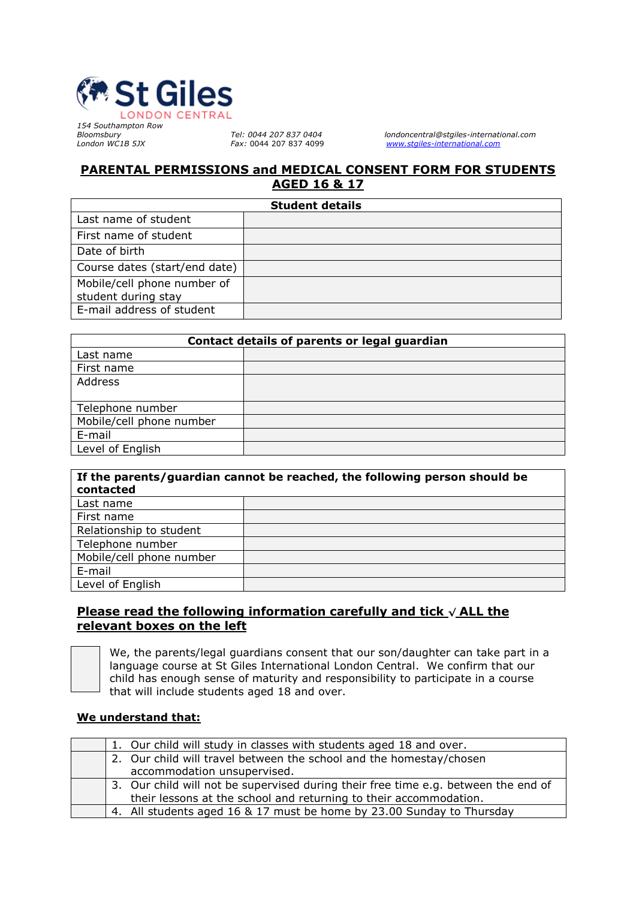St Giles
LONDON CENTRAL

*154 Southampton Row*
*Bloomsbury*
*London WC1B 5JX*

*Tel: 0044 207 837 0404*
Fax: 0044 207 837 4099

*londoncentral@stgiles-international.com*
*www.stgiles-international.com*

# PARENTAL PERMISSIONS and MEDICAL CONSENT FORM FOR STUDENTS AGED 16 & 17

| Student details | |
|---|---|
| Last name of student | |
| First name of student | |
| Date of birth | |
| Course dates (start/end date) | |
| Mobile/cell phone number of student during stay | |
| E-mail address of student | |

| Contact details of parents or legal guardian | |
|---|---|
| Last name | |
| First name | |
| Address | |
| Telephone number | |
| Mobile/cell phone number | |
| E-mail | |
| Level of English | |

| If the parents/guardian cannot be reached, the following person should be contacted | |
|---|---|
| Last name | |
| First name | |
| Relationship to student | |
| Telephone number | |
| Mobile/cell phone number | |
| E-mail | |
| Level of English | |

## Please read the following information carefully and tick √ ALL the relevant boxes on the left

☐ We, the parents/legal guardians consent that our son/daughter can take part in a language course at St Giles International London Central. We confirm that our child has enough sense of maturity and responsibility to participate in a course that will include students aged 18 and over.

**We understand that:**

| | |
|---|---|
| | 1. Our child will study in classes with students aged 18 and over. |
| | 2. Our child will travel between the school and the homestay/chosen accommodation unsupervised. |
| | 3. Our child will not be supervised during their free time e.g. between the end of their lessons at the school and returning to their accommodation. |
| | 4. All students aged 16 & 17 must be home by 23.00 Sunday to Thursday |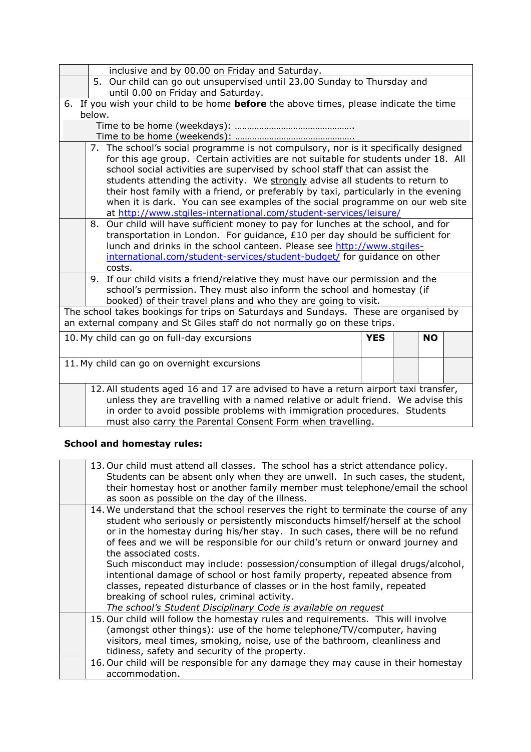| | |
|---|---|
| | inclusive and by 00.00 on Friday and Saturday. |
| | 5. Our child can go out unsupervised until 23.00 Sunday to Thursday and until 0.00 on Friday and Saturday. |

6. If you wish your child to be home **before** the above times, please indicate the time below.

Time to be home (weekdays): …………………………………………

Time to be home (weekends): …………………………………………

| | |
|---|---|
| | 7. The school's social programme is not compulsory, nor is it specifically designed for this age group. Certain activities are not suitable for students under 18. All school social activities are supervised by school staff that can assist the students attending the activity. We strongly advise all students to return to their host family with a friend, or preferably by taxi, particularly in the evening when it is dark. You can see examples of the social programme on our web site at http://www.stgiles-international.com/student-services/leisure/ |
| | 8. Our child will have sufficient money to pay for lunches at the school, and for transportation in London. For guidance, £10 per day should be sufficient for lunch and drinks in the school canteen. Please see http://www.stgiles-international.com/student-services/student-budget/ for guidance on other costs. |
| | 9. If our child visits a friend/relative they must have our permission and the school's permission. They must also inform the school and homestay (if booked) of their travel plans and who they are going to visit. |

The school takes bookings for trips on Saturdays and Sundays. These are organised by an external company and St Giles staff do not normally go on these trips.

| | YES | | NO | |
|---|---|---|---|---|
| 10. My child can go on full-day excursions | | | | |
| 11. My child can go on overnight excursions | | | | |

| | |
|---|---|
| | 12. All students aged 16 and 17 are advised to have a return airport taxi transfer, unless they are travelling with a named relative or adult friend. We advise this in order to avoid possible problems with immigration procedures. Students must also carry the Parental Consent Form when travelling. |

**School and homestay rules:**

| | |
|---|---|
| | 13. Our child must attend all classes. The school has a strict attendance policy. Students can be absent only when they are unwell. In such cases, the student, their homestay host or another family member must telephone/email the school as soon as possible on the day of the illness. |
| | 14. We understand that the school reserves the right to terminate the course of any student who seriously or persistently misconducts himself/herself at the school or in the homestay during his/her stay. In such cases, there will be no refund of fees and we will be responsible for our child's return or onward journey and the associated costs. Such misconduct may include: possession/consumption of illegal drugs/alcohol, intentional damage of school or host family property, repeated absence from classes, repeated disturbance of classes or in the host family, repeated breaking of school rules, criminal activity. *The school's Student Disciplinary Code is available on request* |
| | 15. Our child will follow the homestay rules and requirements. This will involve (amongst other things): use of the home telephone/TV/computer, having visitors, meal times, smoking, noise, use of the bathroom, cleanliness and tidiness, safety and security of the property. |
| | 16. Our child will be responsible for any damage they may cause in their homestay accommodation. |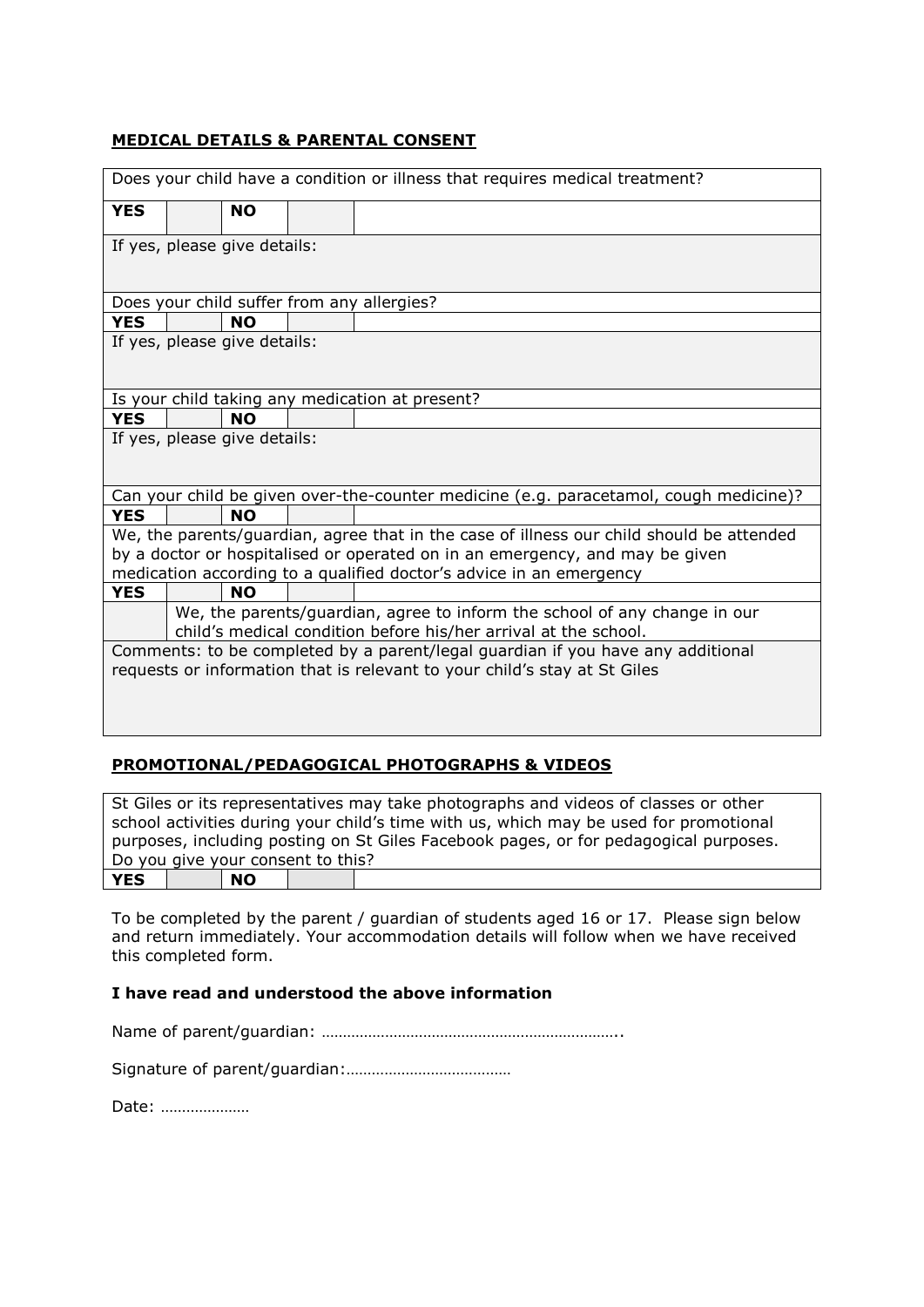## MEDICAL DETAILS & PARENTAL CONSENT

| | | | | |
|---|---|---|---|---|
| Does your child have a condition or illness that requires medical treatment? | | | | |
| **YES** | | **NO** | | |
| If yes, please give details: | | | | |
| Does your child suffer from any allergies? | | | | |
| **YES** | | **NO** | | |
| If yes, please give details: | | | | |
| Is your child taking any medication at present? | | | | |
| **YES** | | **NO** | | |
| If yes, please give details: | | | | |
| Can your child be given over-the-counter medicine (e.g. paracetamol, cough medicine)? | | | | |
| **YES** | | **NO** | | |
| We, the parents/guardian, agree that in the case of illness our child should be attended by a doctor or hospitalised or operated on in an emergency, and may be given medication according to a qualified doctor's advice in an emergency | | | | |
| **YES** | | **NO** | | |
| | We, the parents/guardian, agree to inform the school of any change in our child's medical condition before his/her arrival at the school. | | | |
| Comments: to be completed by a parent/legal guardian if you have any additional requests or information that is relevant to your child's stay at St Giles | | | | |

## PROMOTIONAL/PEDAGOGICAL PHOTOGRAPHS & VIDEOS

| | | | | |
|---|---|---|---|---|
| St Giles or its representatives may take photographs and videos of classes or other school activities during your child's time with us, which may be used for promotional purposes, including posting on St Giles Facebook pages, or for pedagogical purposes. Do you give your consent to this? | | | | |
| **YES** | | **NO** | | |

To be completed by the parent / guardian of students aged 16 or 17. Please sign below and return immediately. Your accommodation details will follow when we have received this completed form.

**I have read and understood the above information**

Name of parent/guardian: …………………………………………………………..

Signature of parent/guardian:…………………………………

Date: …………………